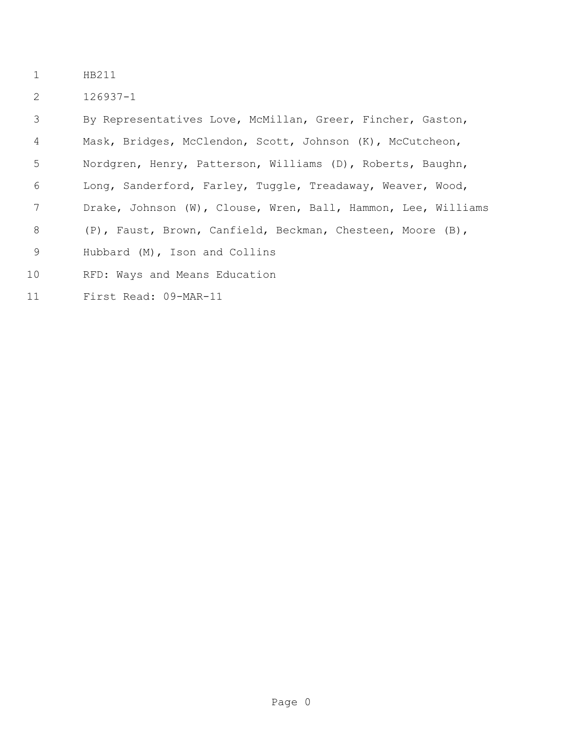HB211

126937-1

By Representatives Love, McMillan, Greer, Fincher, Gaston, Mask, Bridges, McClendon, Scott, Johnson (K), McCutcheon, Nordgren, Henry, Patterson, Williams (D), Roberts, Baughn, Long, Sanderford, Farley, Tuggle, Treadaway, Weaver, Wood, Drake, Johnson (W), Clouse, Wren, Ball, Hammon, Lee, Williams (P), Faust, Brown, Canfield, Beckman, Chesteen, Moore (B), Hubbard (M), Ison and Collins

RFD: Ways and Means Education

First Read: 09-MAR-11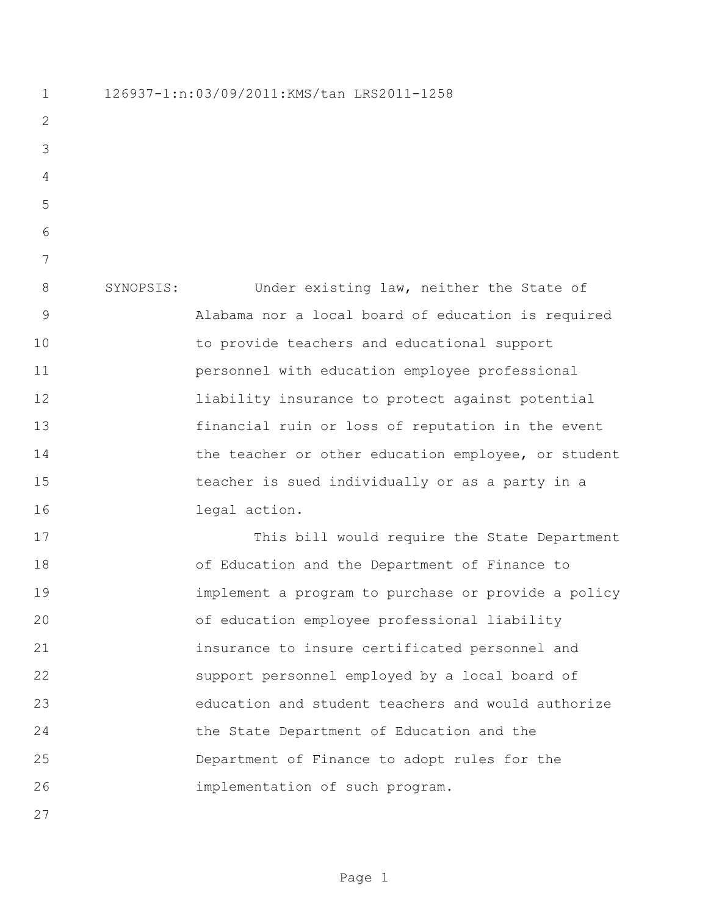126937-1:n:03/09/2011:KMS/tan LRS2011-1258

SYNOPSIS: Under existing law, neither the State of Alabama nor a local board of education is required to provide teachers and educational support personnel with education employee professional liability insurance to protect against potential financial ruin or loss of reputation in the event the teacher or other education employee, or student teacher is sued individually or as a party in a legal action.

This bill would require the State Department of Education and the Department of Finance to implement a program to purchase or provide a policy of education employee professional liability insurance to insure certificated personnel and support personnel employed by a local board of education and student teachers and would authorize the State Department of Education and the Department of Finance to adopt rules for the implementation of such program.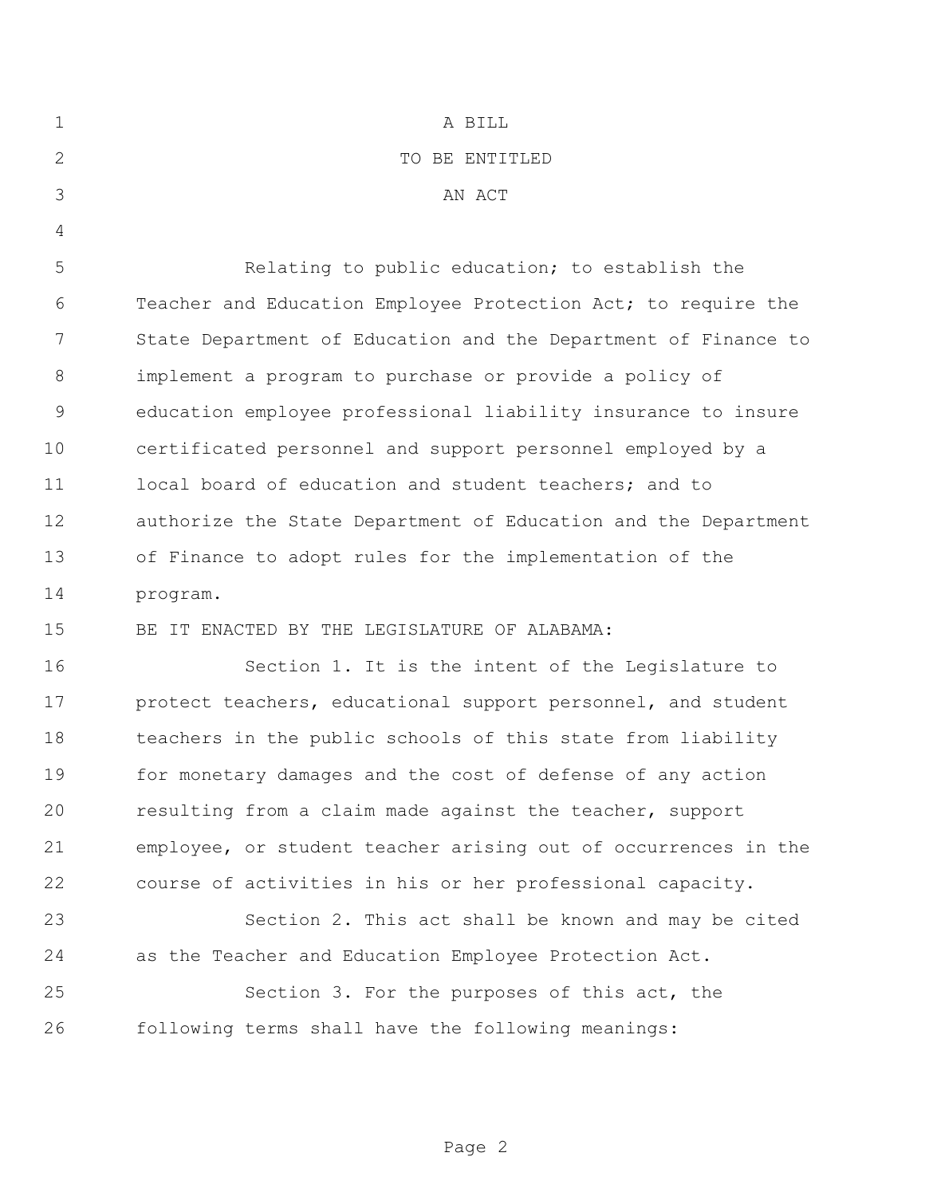A BILL

TO BE ENTITLED

AN ACT

Relating to public education; to establish the Teacher and Education Employee Protection Act; to require the State Department of Education and the Department of Finance to implement a program to purchase or provide a policy of education employee professional liability insurance to insure certificated personnel and support personnel employed by a local board of education and student teachers; and to authorize the State Department of Education and the Department of Finance to adopt rules for the implementation of the program.

BE IT ENACTED BY THE LEGISLATURE OF ALABAMA:

Section 1. It is the intent of the Legislature to protect teachers, educational support personnel, and student teachers in the public schools of this state from liability for monetary damages and the cost of defense of any action resulting from a claim made against the teacher, support employee, or student teacher arising out of occurrences in the course of activities in his or her professional capacity.

Section 2. This act shall be known and may be cited as the Teacher and Education Employee Protection Act.

Section 3. For the purposes of this act, the following terms shall have the following meanings: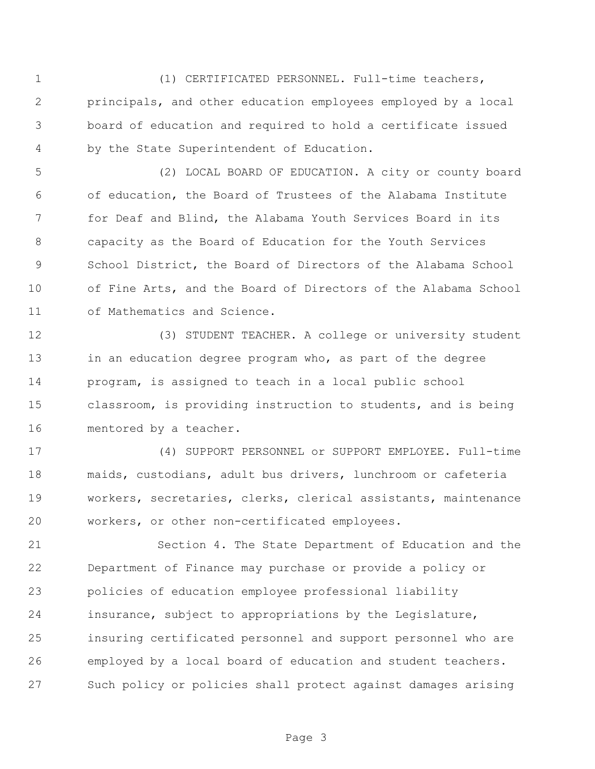(1) CERTIFICATED PERSONNEL. Full-time teachers, principals, and other education employees employed by a local board of education and required to hold a certificate issued by the State Superintendent of Education.

(2) LOCAL BOARD OF EDUCATION. A city or county board of education, the Board of Trustees of the Alabama Institute for Deaf and Blind, the Alabama Youth Services Board in its capacity as the Board of Education for the Youth Services School District, the Board of Directors of the Alabama School of Fine Arts, and the Board of Directors of the Alabama School of Mathematics and Science.

(3) STUDENT TEACHER. A college or university student in an education degree program who, as part of the degree program, is assigned to teach in a local public school classroom, is providing instruction to students, and is being mentored by a teacher.

(4) SUPPORT PERSONNEL or SUPPORT EMPLOYEE. Full-time maids, custodians, adult bus drivers, lunchroom or cafeteria workers, secretaries, clerks, clerical assistants, maintenance workers, or other non-certificated employees.

Section 4. The State Department of Education and the Department of Finance may purchase or provide a policy or policies of education employee professional liability insurance, subject to appropriations by the Legislature, insuring certificated personnel and support personnel who are employed by a local board of education and student teachers. Such policy or policies shall protect against damages arising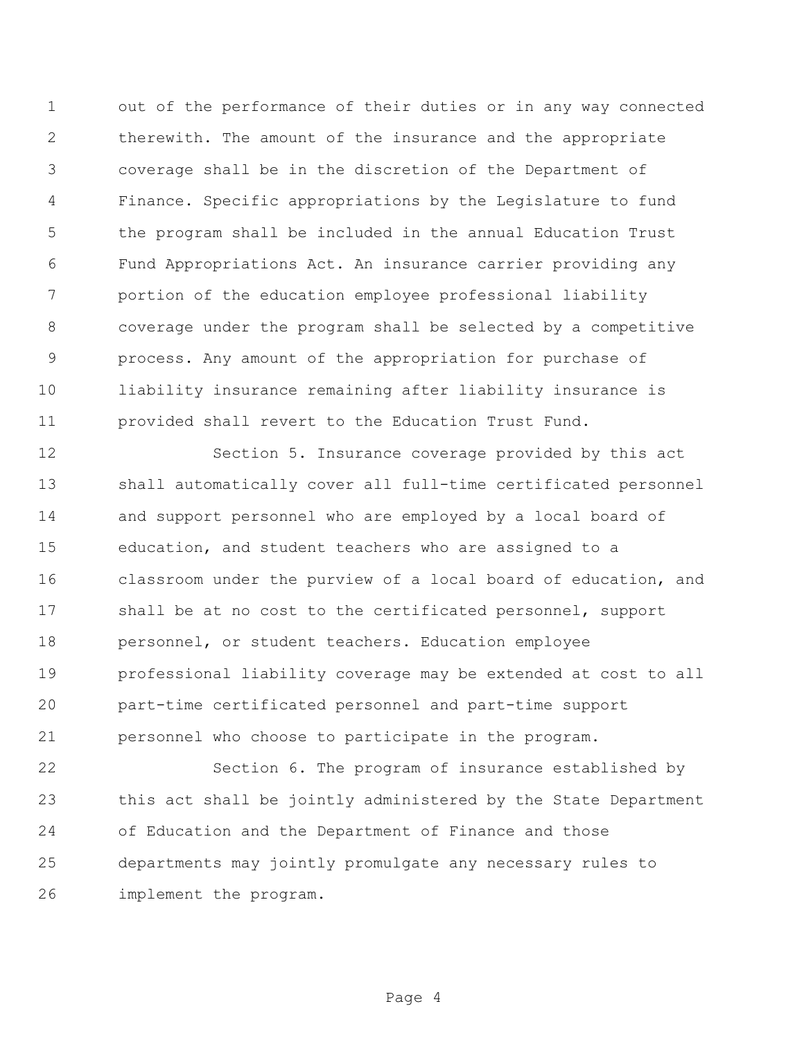out of the performance of their duties or in any way connected therewith. The amount of the insurance and the appropriate coverage shall be in the discretion of the Department of Finance. Specific appropriations by the Legislature to fund the program shall be included in the annual Education Trust Fund Appropriations Act. An insurance carrier providing any portion of the education employee professional liability coverage under the program shall be selected by a competitive process. Any amount of the appropriation for purchase of liability insurance remaining after liability insurance is provided shall revert to the Education Trust Fund.

Section 5. Insurance coverage provided by this act shall automatically cover all full-time certificated personnel and support personnel who are employed by a local board of education, and student teachers who are assigned to a classroom under the purview of a local board of education, and shall be at no cost to the certificated personnel, support personnel, or student teachers. Education employee professional liability coverage may be extended at cost to all part-time certificated personnel and part-time support personnel who choose to participate in the program.

Section 6. The program of insurance established by this act shall be jointly administered by the State Department of Education and the Department of Finance and those departments may jointly promulgate any necessary rules to implement the program.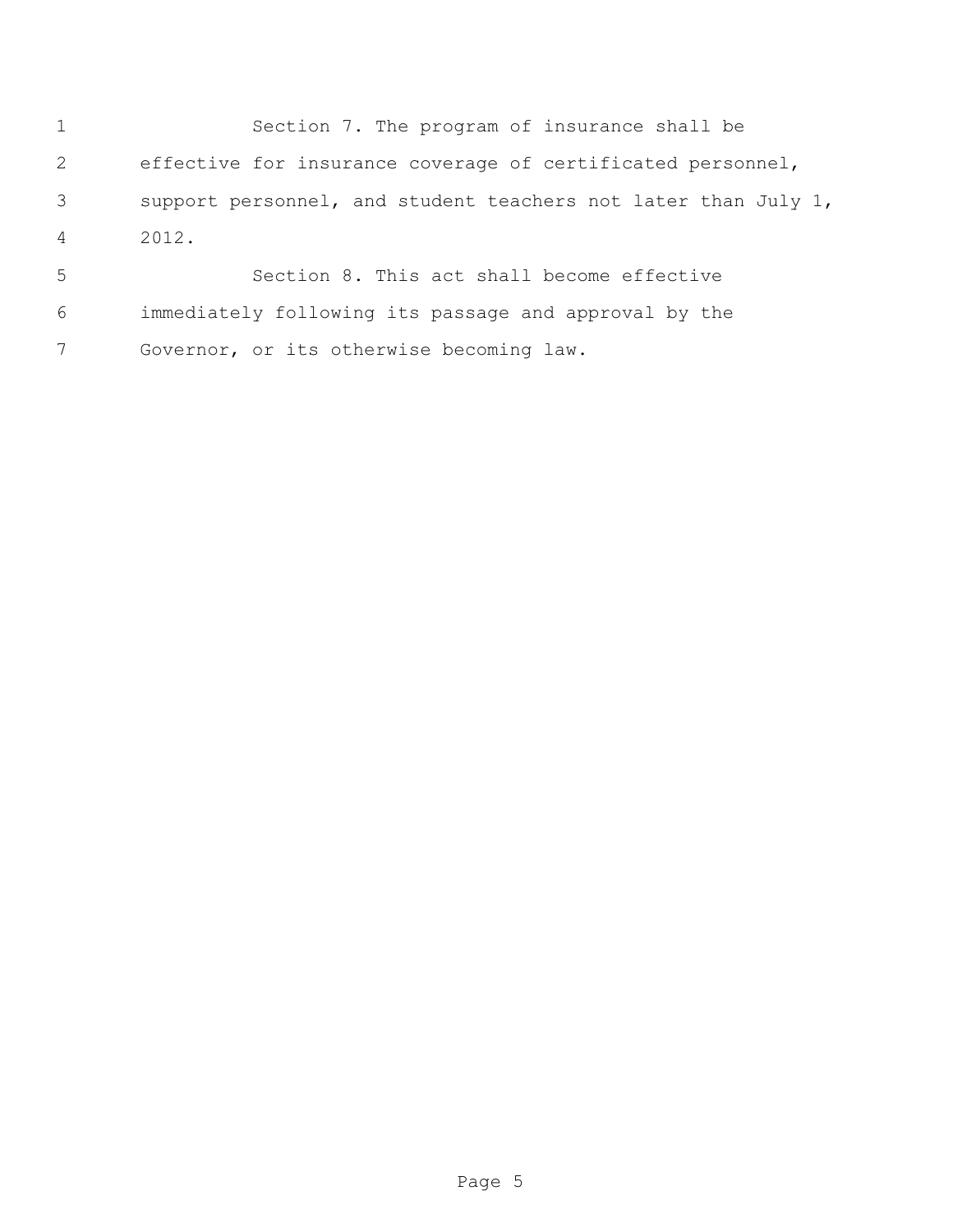Section 7. The program of insurance shall be effective for insurance coverage of certificated personnel, support personnel, and student teachers not later than July 1, 2012.

Section 8. This act shall become effective immediately following its passage and approval by the Governor, or its otherwise becoming law.